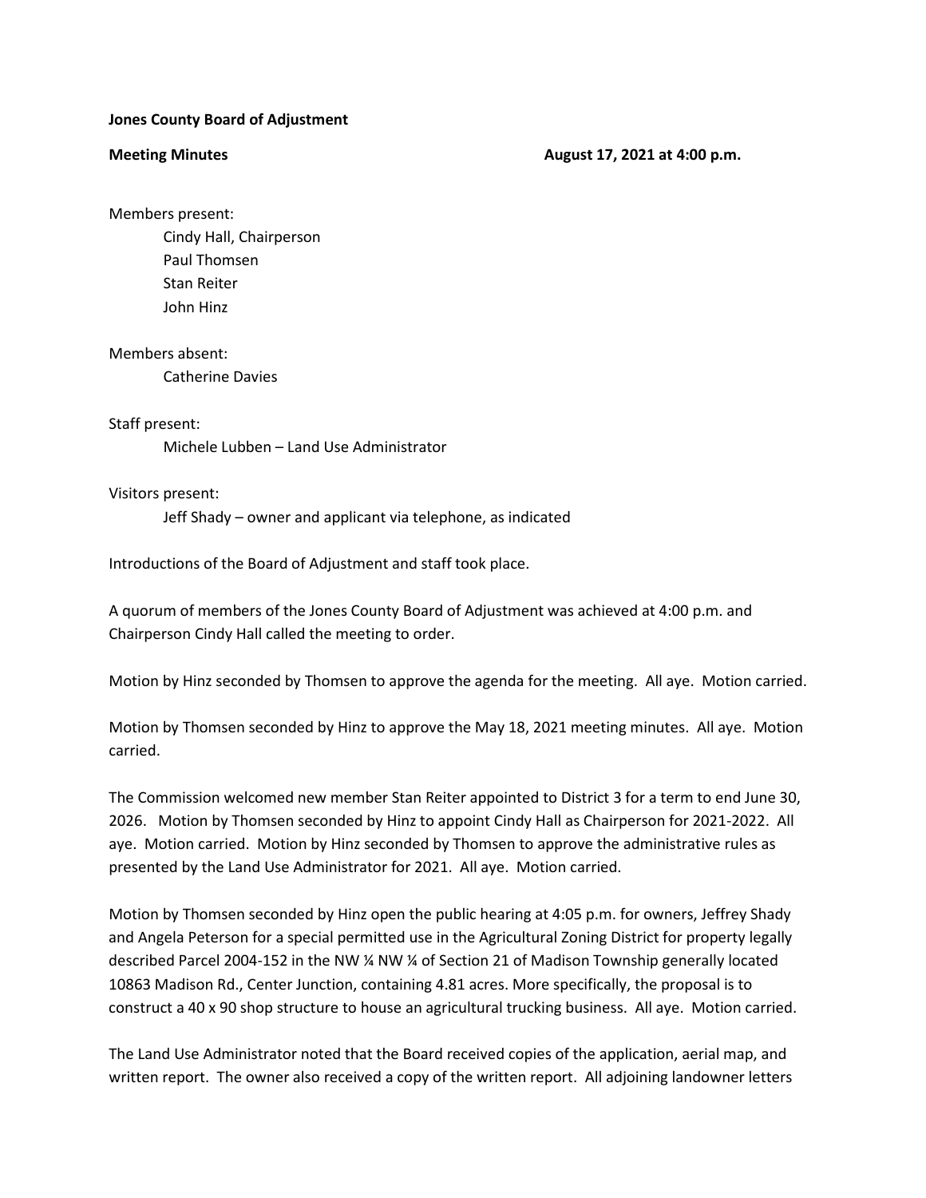**Jones County Board of Adjustment**

**Meeting Minutes** **August 17, 2021 at 4:00 p.m.**

Members present:

- Cindy Hall, Chairperson
- Paul Thomsen
- Stan Reiter
- John Hinz

Members absent:

- Catherine Davies

Staff present:

- Michele Lubben – Land Use Administrator

Visitors present:

- Jeff Shady – owner and applicant via telephone, as indicated

Introductions of the Board of Adjustment and staff took place.

A quorum of members of the Jones County Board of Adjustment was achieved at 4:00 p.m. and Chairperson Cindy Hall called the meeting to order.

Motion by Hinz seconded by Thomsen to approve the agenda for the meeting. All aye. Motion carried.

Motion by Thomsen seconded by Hinz to approve the May 18, 2021 meeting minutes. All aye. Motion carried.

The Commission welcomed new member Stan Reiter appointed to District 3 for a term to end June 30, 2026. Motion by Thomsen seconded by Hinz to appoint Cindy Hall as Chairperson for 2021-2022. All aye. Motion carried. Motion by Hinz seconded by Thomsen to approve the administrative rules as presented by the Land Use Administrator for 2021. All aye. Motion carried.

Motion by Thomsen seconded by Hinz open the public hearing at 4:05 p.m. for owners, Jeffrey Shady and Angela Peterson for a special permitted use in the Agricultural Zoning District for property legally described Parcel 2004-152 in the NW ¼ NW ¼ of Section 21 of Madison Township generally located 10863 Madison Rd., Center Junction, containing 4.81 acres. More specifically, the proposal is to construct a 40 x 90 shop structure to house an agricultural trucking business. All aye. Motion carried.

The Land Use Administrator noted that the Board received copies of the application, aerial map, and written report. The owner also received a copy of the written report. All adjoining landowner letters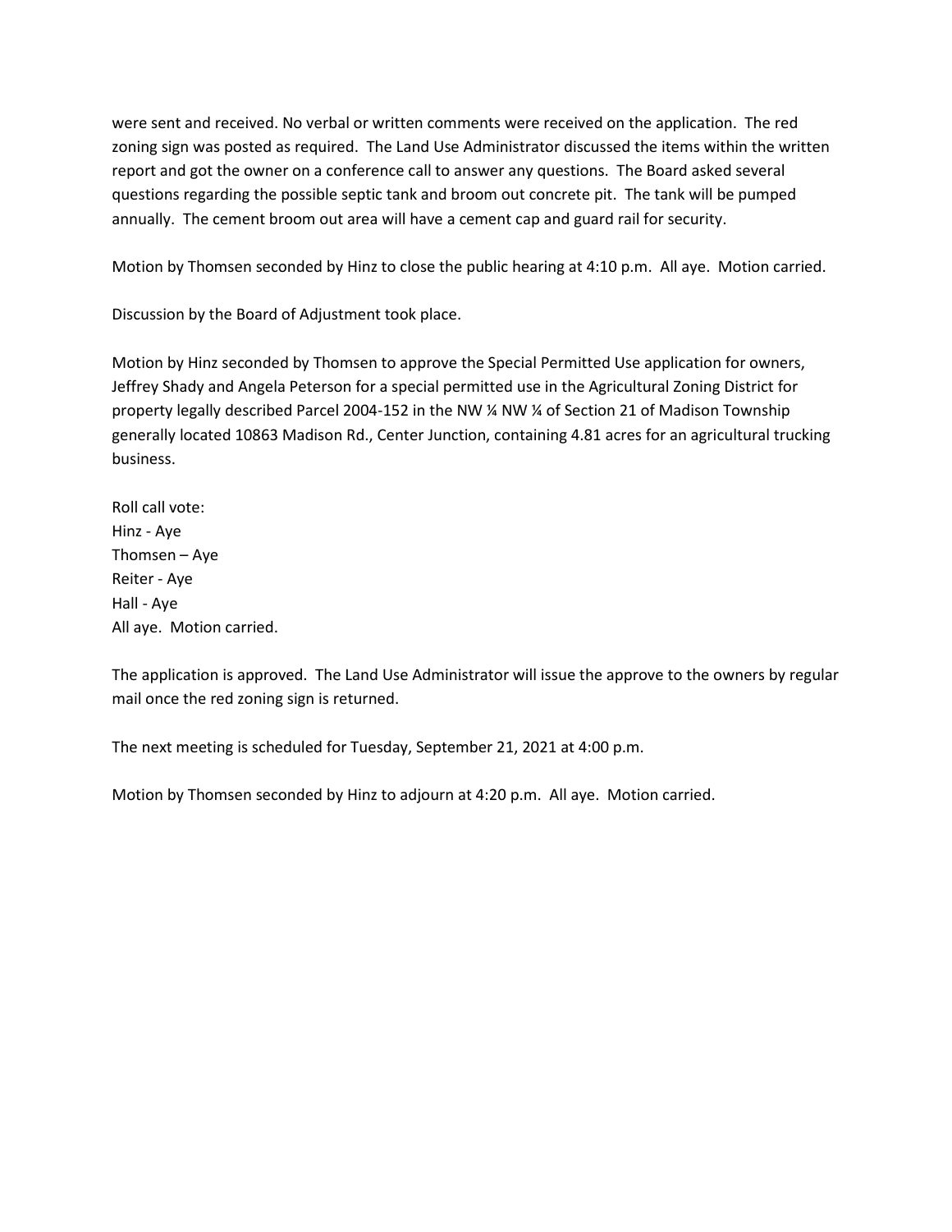were sent and received. No verbal or written comments were received on the application. The red zoning sign was posted as required. The Land Use Administrator discussed the items within the written report and got the owner on a conference call to answer any questions. The Board asked several questions regarding the possible septic tank and broom out concrete pit. The tank will be pumped annually. The cement broom out area will have a cement cap and guard rail for security.

Motion by Thomsen seconded by Hinz to close the public hearing at 4:10 p.m. All aye. Motion carried.

Discussion by the Board of Adjustment took place.

Motion by Hinz seconded by Thomsen to approve the Special Permitted Use application for owners, Jeffrey Shady and Angela Peterson for a special permitted use in the Agricultural Zoning District for property legally described Parcel 2004-152 in the NW ¼ NW ¼ of Section 21 of Madison Township generally located 10863 Madison Rd., Center Junction, containing 4.81 acres for an agricultural trucking business.

Roll call vote:
Hinz - Aye
Thomsen – Aye
Reiter - Aye
Hall - Aye
All aye. Motion carried.

The application is approved. The Land Use Administrator will issue the approve to the owners by regular mail once the red zoning sign is returned.

The next meeting is scheduled for Tuesday, September 21, 2021 at 4:00 p.m.

Motion by Thomsen seconded by Hinz to adjourn at 4:20 p.m. All aye. Motion carried.